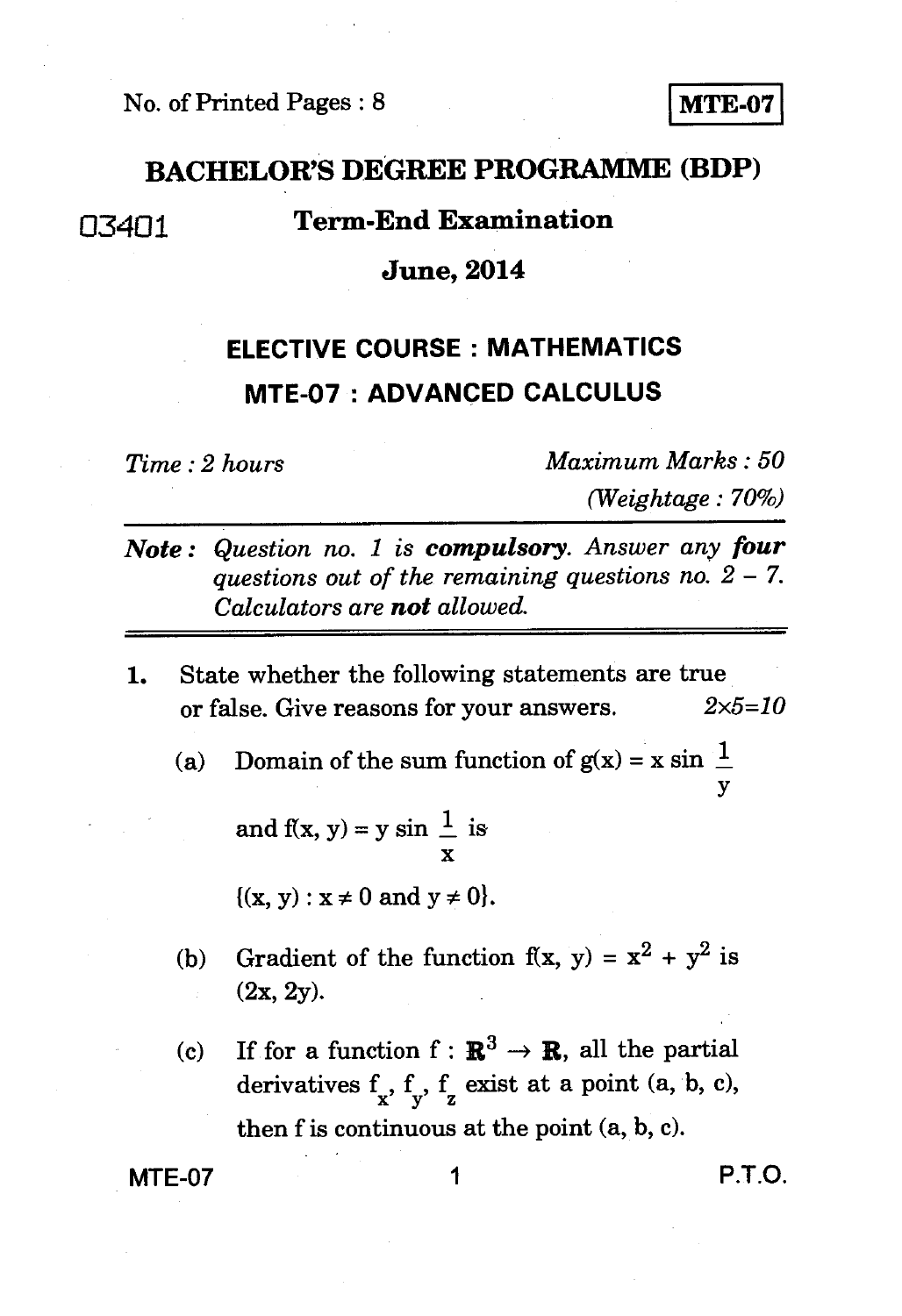No. of Printed Pages : 8

**MTE-07**

# BACHELOR'S DEGREE PROGRAMME (BDP)

03401

## Term-End Examination

## June, 2014

## ELECTIVE COURSE : MATHEMATICS

## MTE-07 : ADVANCED CALCULUS

*Time : 2 hours* *Maximum Marks : 50*

*(Weightage : 70%)*

***Note :*** *Question no. 1 is* ***compulsory****. Answer any* ***four*** *questions out of the remaining questions no. 2 – 7. Calculators are* ***not*** *allowed.*

1. State whether the following statements are true or false. Give reasons for your answers. $2\times5=10$

   (a) Domain of the sum function of $g(x) = x \sin \frac{1}{y}$ and $f(x, y) = y \sin \frac{1}{x}$ is $\{(x, y) : x \neq 0 \text{ and } y \neq 0\}$.

   (b) Gradient of the function $f(x, y) = x^2 + y^2$ is $(2x, 2y)$.

   (c) If for a function $f : \mathbf{R}^3 \to \mathbf{R}$, all the partial derivatives $f_x$, $f_y$, $f_z$ exist at a point $(a, b, c)$, then f is continuous at the point $(a, b, c)$.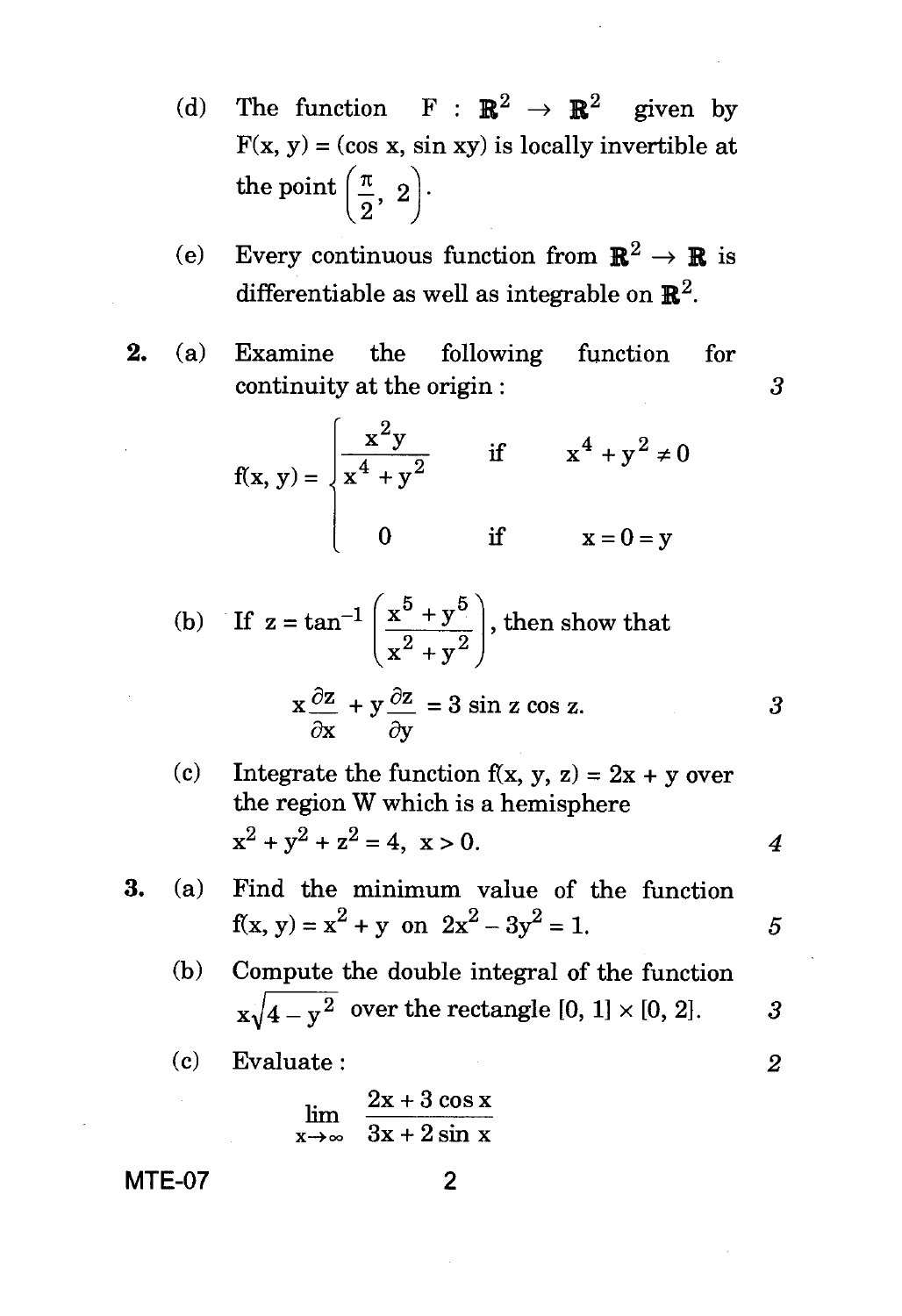(d) The function $F : \mathbb{R}^2 \to \mathbb{R}^2$ given by $F(x, y) = (\cos x, \sin xy)$ is locally invertible at the point $\left(\frac{\pi}{2}, 2\right)$.

(e) Every continuous function from $\mathbb{R}^2 \to \mathbb{R}$ is differentiable as well as integrable on $\mathbb{R}^2$.

**2.** (a) Examine the following function for continuity at the origin : 3

$$f(x, y) = \begin{cases} \dfrac{x^2 y}{x^4 + y^2} & \text{if} \quad x^4 + y^2 \neq 0 \\ 0 & \text{if} \quad x = 0 = y \end{cases}$$

(b) If $z = \tan^{-1}\left(\dfrac{x^5 + y^5}{x^2 + y^2}\right)$, then show that

$$x\frac{\partial z}{\partial x} + y\frac{\partial z}{\partial y} = 3 \sin z \cos z.$$ 3

(c) Integrate the function $f(x, y, z) = 2x + y$ over the region W which is a hemisphere $x^2 + y^2 + z^2 = 4,\ x > 0.$ 4

**3.** (a) Find the minimum value of the function $f(x, y) = x^2 + y$ on $2x^2 - 3y^2 = 1.$ 5

(b) Compute the double integral of the function $x\sqrt{4 - y^2}$ over the rectangle $[0, 1] \times [0, 2]$. 3

(c) Evaluate : 2

$$\lim_{x \to \infty} \frac{2x + 3 \cos x}{3x + 2 \sin x}$$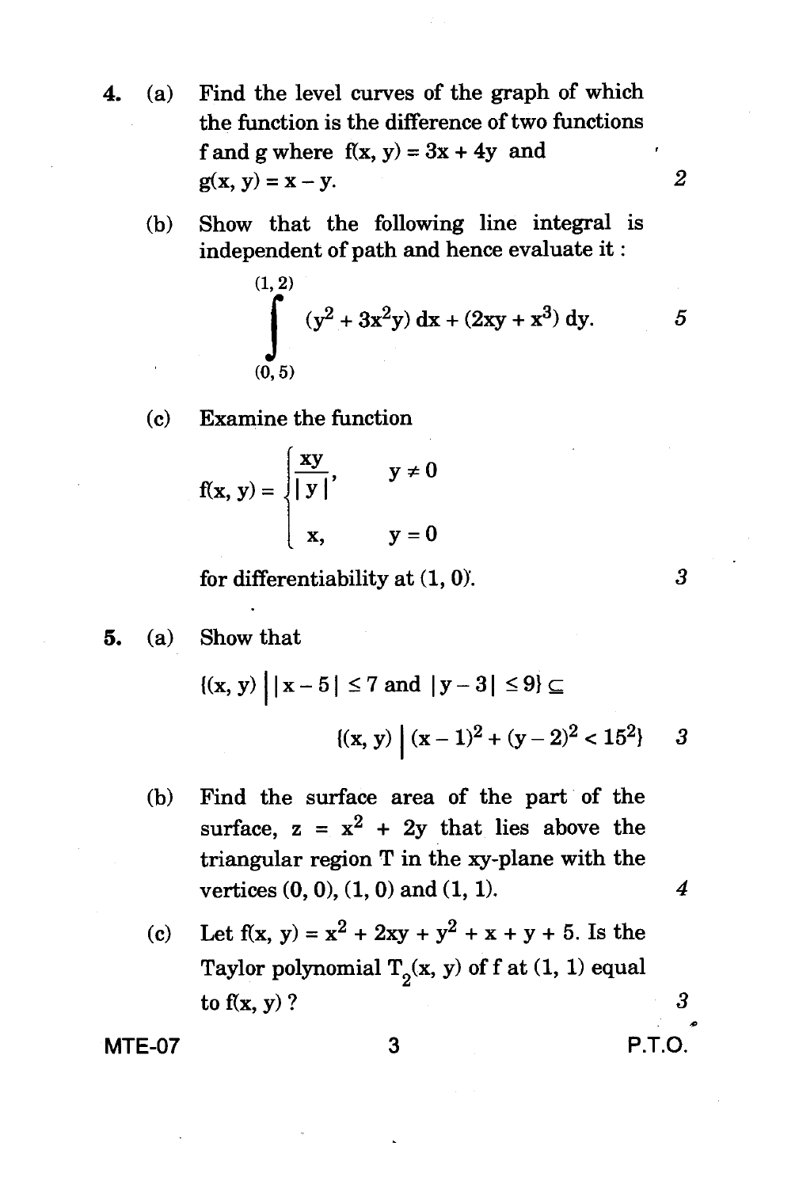4. (a) Find the level curves of the graph of which the function is the difference of two functions f and g where $f(x, y) = 3x + 4y$ and $g(x, y) = x - y$. 2

   (b) Show that the following line integral is independent of path and hence evaluate it :

$$\int_{(0,5)}^{(1,2)} (y^2 + 3x^2y)\, dx + (2xy + x^3)\, dy.$$ 5

   (c) Examine the function

$$f(x, y) = \begin{cases} \dfrac{xy}{|y|}, & y \neq 0 \\ x, & y = 0 \end{cases}$$

   for differentiability at (1, 0). 3

5. (a) Show that

$$\{(x, y) \mid |x - 5| \leq 7 \text{ and } |y - 3| \leq 9\} \subseteq \{(x, y) \mid (x - 1)^2 + (y - 2)^2 < 15^2\}$$ 3

   (b) Find the surface area of the part of the surface, $z = x^2 + 2y$ that lies above the triangular region T in the xy-plane with the vertices (0, 0), (1, 0) and (1, 1). 4

   (c) Let $f(x, y) = x^2 + 2xy + y^2 + x + y + 5$. Is the Taylor polynomial $T_2(x, y)$ of f at (1, 1) equal to $f(x, y)$ ? 3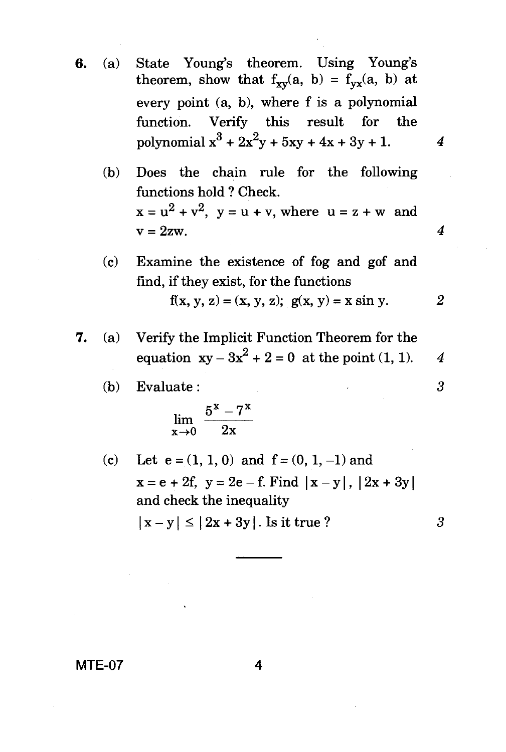6. (a) State Young's theorem. Using Young's theorem, show that $f_{xy}(a, b) = f_{yx}(a, b)$ at every point $(a, b)$, where f is a polynomial function. Verify this result for the polynomial $x^3 + 2x^2y + 5xy + 4x + 3y + 1$. 4

   (b) Does the chain rule for the following functions hold ? Check.
   $x = u^2 + v^2$, $y = u + v$, where $u = z + w$ and $v = 2zw$. 4

   (c) Examine the existence of fog and gof and find, if they exist, for the functions
   $$f(x, y, z) = (x, y, z); \quad g(x, y) = x \sin y.$$ 2

7. (a) Verify the Implicit Function Theorem for the equation $xy - 3x^2 + 2 = 0$ at the point $(1, 1)$. 4

   (b) Evaluate : 3
   $$\lim_{x \to 0} \frac{5^x - 7^x}{2x}$$

   (c) Let $e = (1, 1, 0)$ and $f = (0, 1, -1)$ and $x = e + 2f$, $y = 2e - f$. Find $|x - y|$, $|2x + 3y|$ and check the inequality
   $|x - y| \leq |2x + 3y|$. Is it true ? 3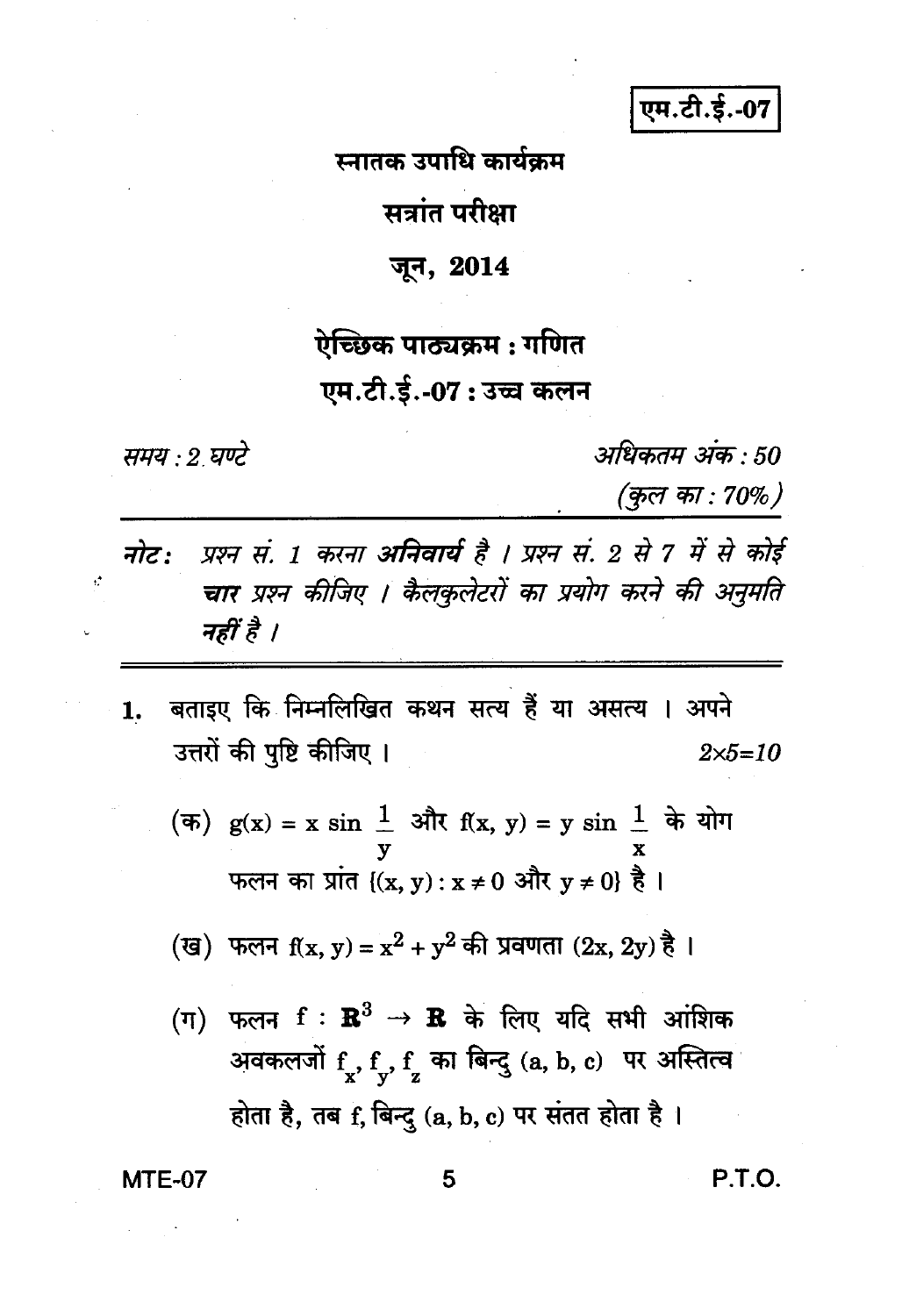एम.टी.ई.-07

# स्नातक उपाधि कार्यक्रम

## सत्रांत परीक्षा

## जून, 2014

## ऐच्छिक पाठ्यक्रम : गणित

## एम.टी.ई.-07 : उच्च कलन

*समय : 2 घण्टे* *अधिकतम अंक : 50*

*(कुल का : 70%)*

---

***नोट :*** *प्रश्न सं. 1 करना* ***अनिवार्य*** *है । प्रश्न सं. 2 से 7 में से कोई* ***चार*** *प्रश्न कीजिए । कैलकुलेटरों का प्रयोग करने की अनुमति* ***नहीं*** *है ।*

---

1. बताइए कि निम्नलिखित कथन सत्य हैं या असत्य । अपने उत्तरों की पुष्टि कीजिए । *2×5=10*

   (क) $g(x) = x \sin \frac{1}{y}$ और $f(x, y) = y \sin \frac{1}{x}$ के योग फलन का प्रांत $\{(x, y) : x \neq 0$ और $y \neq 0\}$ है ।

   (ख) फलन $f(x, y) = x^2 + y^2$ की प्रवणता $(2x, 2y)$ है ।

   (ग) फलन $f : \mathbf{R}^3 \to \mathbf{R}$ के लिए यदि सभी आंशिक अवकलजों $f_x, f_y, f_z$ का बिन्दु $(a, b, c)$ पर अस्तित्व होता है, तब $f$, बिन्दु $(a, b, c)$ पर संतत होता है ।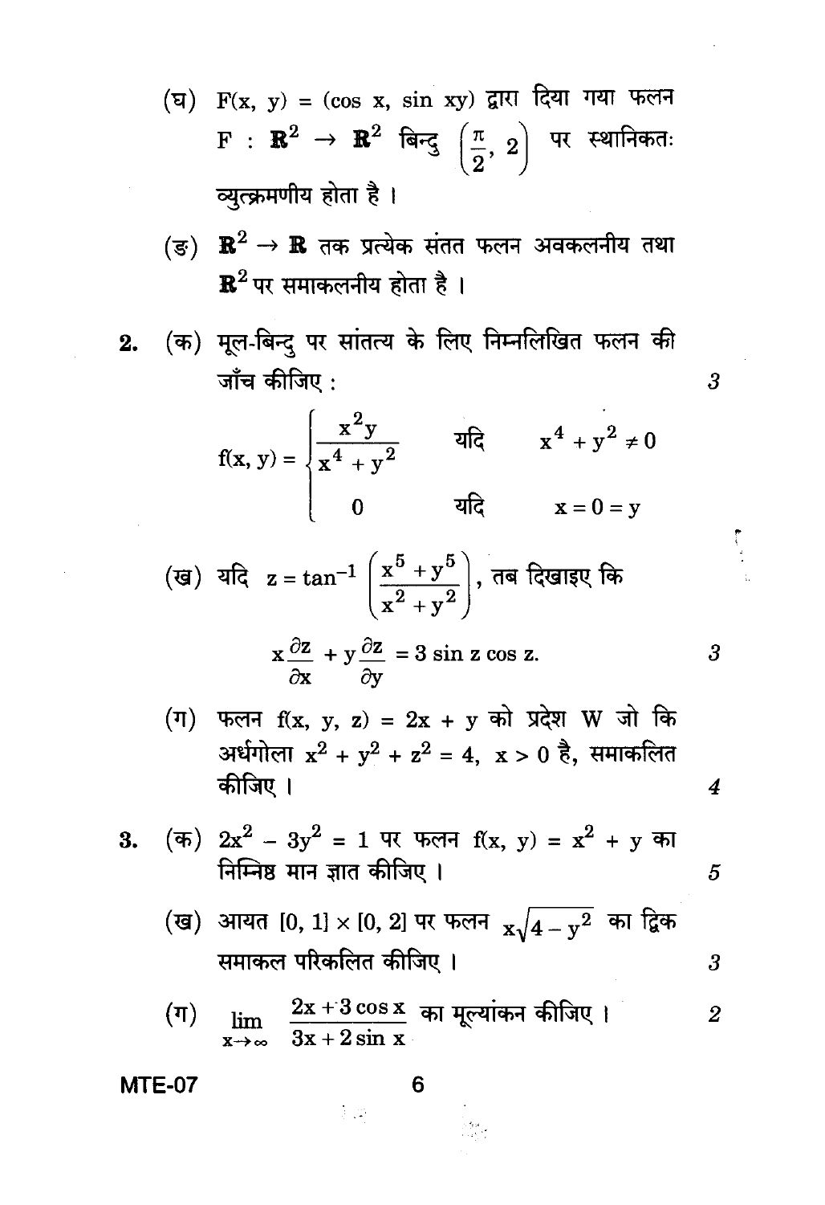(घ) $F(x, y) = (\cos x, \sin xy)$ द्वारा दिया गया फलन $F : \mathbb{R}^2 \to \mathbb{R}^2$ बिन्दु $\left(\frac{\pi}{2}, 2\right)$ पर स्थानिकतः व्युत्क्रमणीय होता है ।

(ङ) $\mathbb{R}^2 \to \mathbb{R}$ तक प्रत्येक संतत फलन अवकलनीय तथा $\mathbb{R}^2$ पर समाकलनीय होता है ।

**2.** (क) मूल-बिन्दु पर सांतत्य के लिए निम्नलिखित फलन की जाँच कीजिए : 3

$$f(x, y) = \begin{cases} \dfrac{x^2 y}{x^4 + y^2} & \text{यदि} \quad x^4 + y^2 \neq 0 \\ 0 & \text{यदि} \quad x = 0 = y \end{cases}$$

(ख) यदि $z = \tan^{-1}\left(\dfrac{x^5 + y^5}{x^2 + y^2}\right)$, तब दिखाइए कि

$$x\frac{\partial z}{\partial x} + y\frac{\partial z}{\partial y} = 3 \sin z \cos z.$$ 3

(ग) फलन $f(x, y, z) = 2x + y$ को प्रदेश W जो कि अर्धगोला $x^2 + y^2 + z^2 = 4$, $x > 0$ है, समाकलित कीजिए । 4

**3.** (क) $2x^2 - 3y^2 = 1$ पर फलन $f(x, y) = x^2 + y$ का निम्निष्ठ मान ज्ञात कीजिए । 5

(ख) आयत $[0, 1] \times [0, 2]$ पर फलन $x\sqrt{4 - y^2}$ का द्विक समाकल परिकलित कीजिए । 3

(ग) $\displaystyle\lim_{x \to \infty} \frac{2x + 3\cos x}{3x + 2\sin x}$ का मूल्यांकन कीजिए । 2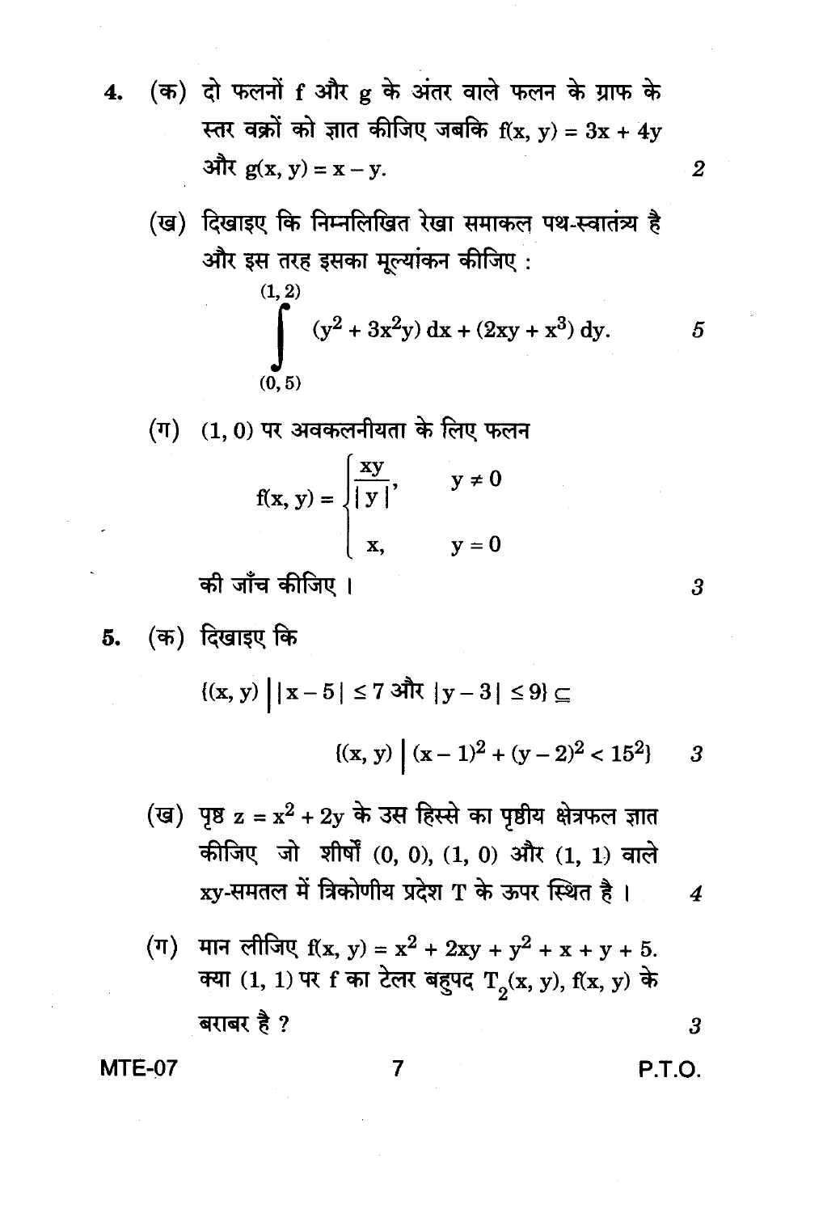4. (क) दो फलनों f और g के अंतर वाले फलन के ग्राफ के स्तर वक्रों को ज्ञात कीजिए जबकि $f(x, y) = 3x + 4y$ और $g(x, y) = x - y$. 2

(ख) दिखाइए कि निम्नलिखित रेखा समाकल पथ-स्वातंत्र्य है और इस तरह इसका मूल्यांकन कीजिए :

$$\int_{(0,5)}^{(1,2)} (y^2 + 3x^2y)\, dx + (2xy + x^3)\, dy.$$ 5

(ग) $(1, 0)$ पर अवकलनीयता के लिए फलन

$$f(x, y) = \begin{cases} \dfrac{xy}{|y|}, & y \neq 0 \\ x, & y = 0 \end{cases}$$

की जाँच कीजिए । 3

5. (क) दिखाइए कि

$$\{(x, y) \mid |x - 5| \leq 7 \text{ और } |y - 3| \leq 9\} \subseteq \{(x, y) \mid (x - 1)^2 + (y - 2)^2 < 15^2\}$$ 3

(ख) पृष्ठ $z = x^2 + 2y$ के उस हिस्से का पृष्ठीय क्षेत्रफल ज्ञात कीजिए जो शीर्षों $(0, 0)$, $(1, 0)$ और $(1, 1)$ वाले xy-समतल में त्रिकोणीय प्रदेश T के ऊपर स्थित है । 4

(ग) मान लीजिए $f(x, y) = x^2 + 2xy + y^2 + x + y + 5$. क्या $(1, 1)$ पर f का टेलर बहुपद $T_2(x, y)$, $f(x, y)$ के बराबर है ? 3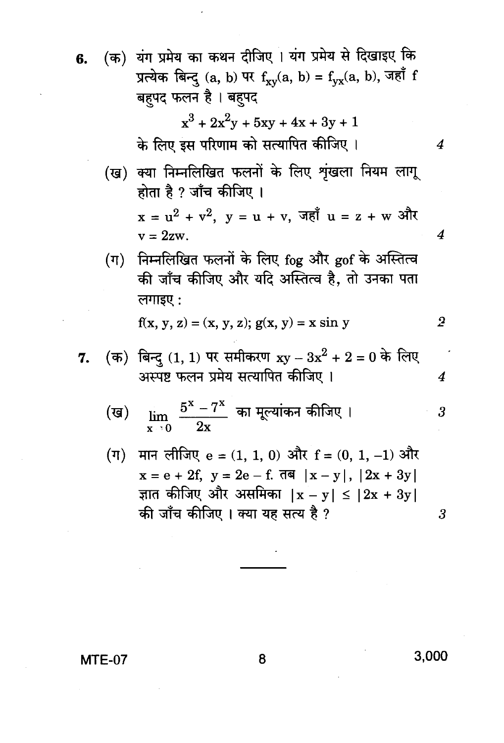6. (क) यंग प्रमेय का कथन दीजिए । यंग प्रमेय से दिखाइए कि प्रत्येक बिन्दु (a, b) पर $f_{xy}(a, b) = f_{yx}(a, b)$, जहाँ f बहुपद फलन है । बहुपद

$$x^3 + 2x^2y + 5xy + 4x + 3y + 1$$

के लिए इस परिणाम को सत्यापित कीजिए । 4

(ख) क्या निम्नलिखित फलनों के लिए शृंखला नियम लागू होता है ? जाँच कीजिए ।

$x = u^2 + v^2,\ y = u + v$, जहाँ $u = z + w$ और $v = 2zw$. 4

(ग) निम्नलिखित फलनों के लिए fog और gof के अस्तित्व की जाँच कीजिए और यदि अस्तित्व है, तो उनका पता लगाइए :

$f(x, y, z) = (x, y, z);\ g(x, y) = x \sin y$ 2

7. (क) बिन्दु (1, 1) पर समीकरण $xy - 3x^2 + 2 = 0$ के लिए अस्पष्ट फलन प्रमेय सत्यापित कीजिए । 4

(ख) $\lim\limits_{x \to 0} \dfrac{5^x - 7^x}{2x}$ का मूल्यांकन कीजिए । 3

(ग) मान लीजिए $e = (1, 1, 0)$ और $f = (0, 1, -1)$ और $x = e + 2f,\ y = 2e - f$. तब $|x - y|$, $|2x + 3y|$ ज्ञात कीजिए और असमिका $|x - y| \leq |2x + 3y|$ की जाँच कीजिए । क्या यह सत्य है ? 3

MTE-07

3,000